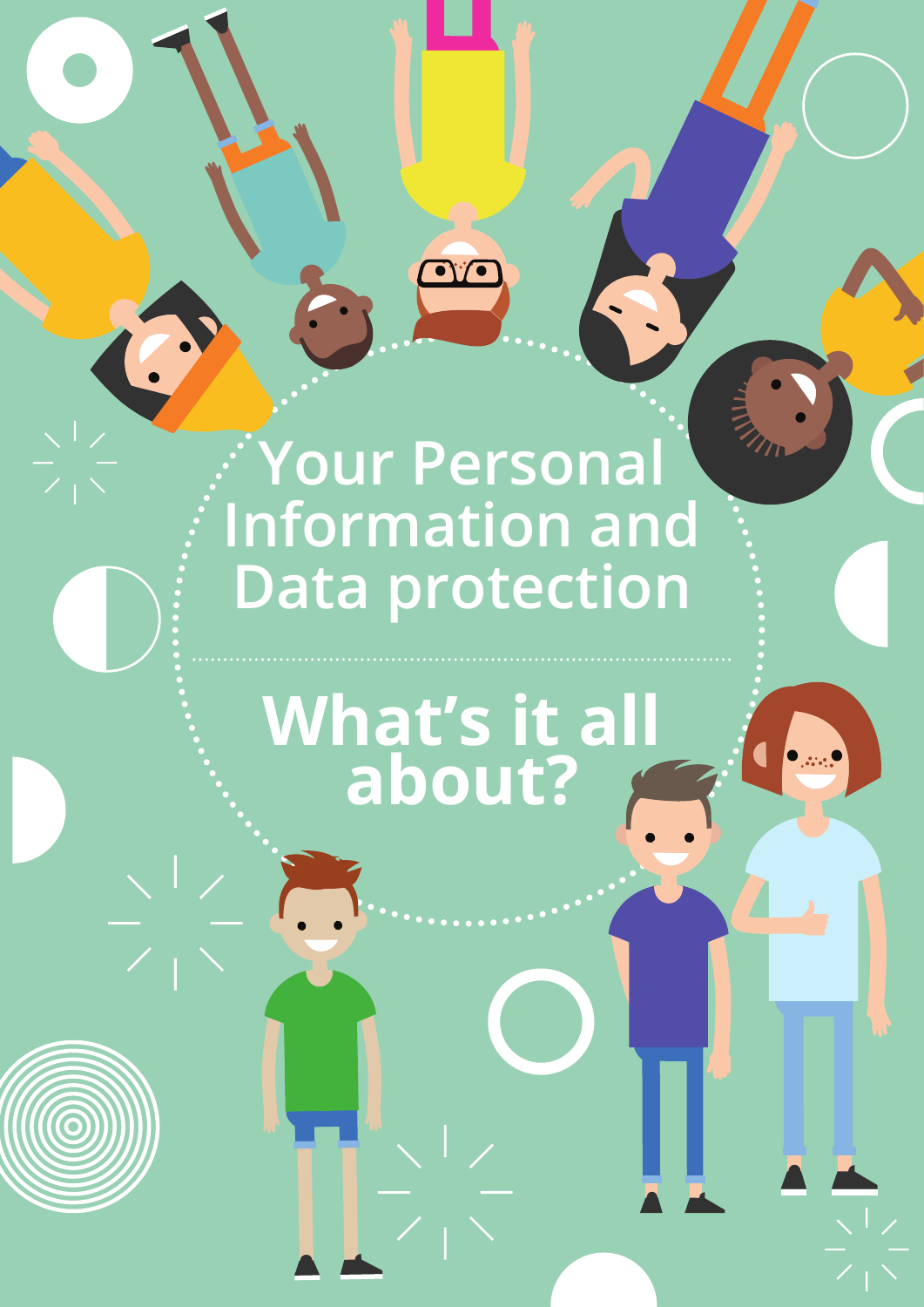# Your Personal Information and Data protection

## What's it all about?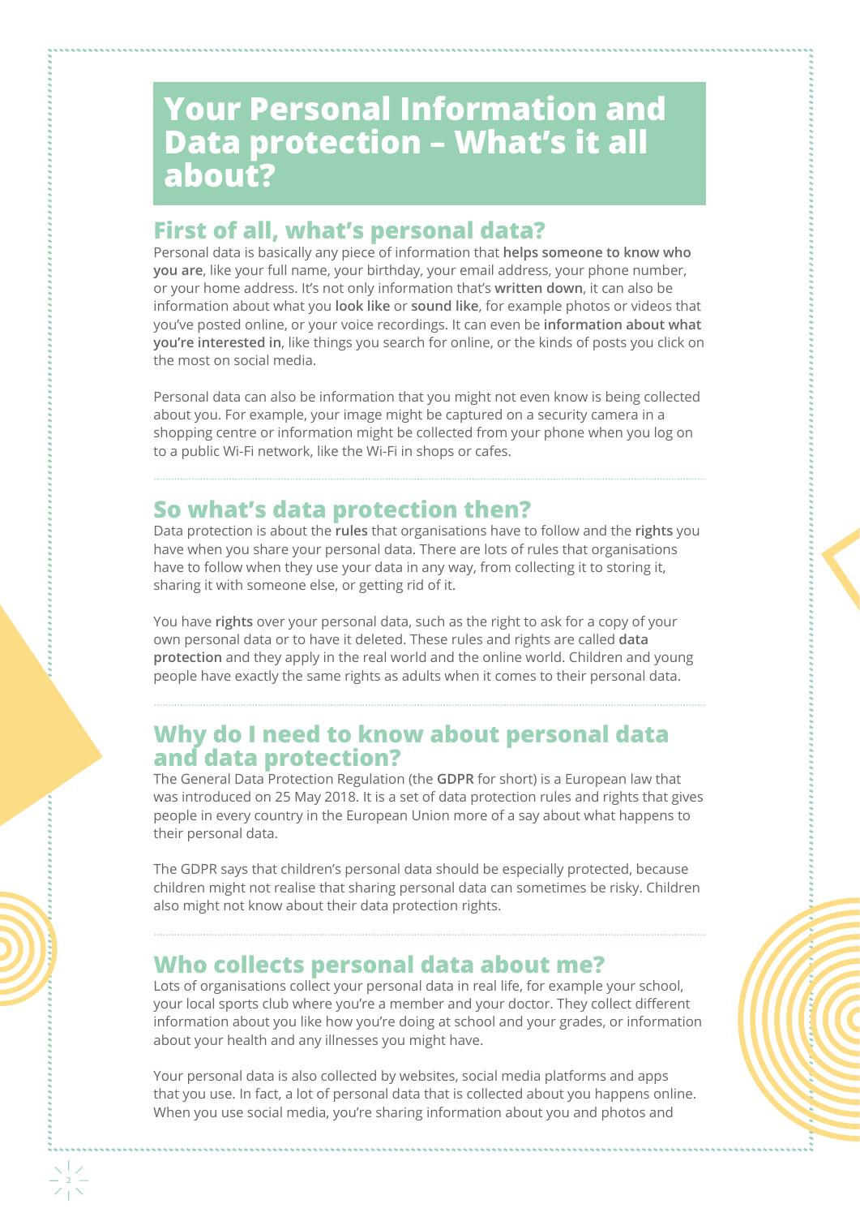# Your Personal Information and Data protection – What's it all about?

## First of all, what's personal data?

Personal data is basically any piece of information that **helps someone to know who you are**, like your full name, your birthday, your email address, your phone number, or your home address. It's not only information that's **written down**, it can also be information about what you **look like** or **sound like**, for example photos or videos that you've posted online, or your voice recordings. It can even be **information about what you're interested in**, like things you search for online, or the kinds of posts you click on the most on social media.

Personal data can also be information that you might not even know is being collected about you. For example, your image might be captured on a security camera in a shopping centre or information might be collected from your phone when you log on to a public Wi-Fi network, like the Wi-Fi in shops or cafes.

## So what's data protection then?

Data protection is about the **rules** that organisations have to follow and the **rights** you have when you share your personal data. There are lots of rules that organisations have to follow when they use your data in any way, from collecting it to storing it, sharing it with someone else, or getting rid of it.

You have **rights** over your personal data, such as the right to ask for a copy of your own personal data or to have it deleted. These rules and rights are called **data protection** and they apply in the real world and the online world. Children and young people have exactly the same rights as adults when it comes to their personal data.

## Why do I need to know about personal data and data protection?

The General Data Protection Regulation (the **GDPR** for short) is a European law that was introduced on 25 May 2018. It is a set of data protection rules and rights that gives people in every country in the European Union more of a say about what happens to their personal data.

The GDPR says that children's personal data should be especially protected, because children might not realise that sharing personal data can sometimes be risky. Children also might not know about their data protection rights.

## Who collects personal data about me?

Lots of organisations collect your personal data in real life, for example your school, your local sports club where you're a member and your doctor. They collect different information about you like how you're doing at school and your grades, or information about your health and any illnesses you might have.

Your personal data is also collected by websites, social media platforms and apps that you use. In fact, a lot of personal data that is collected about you happens online. When you use social media, you're sharing information about you and photos and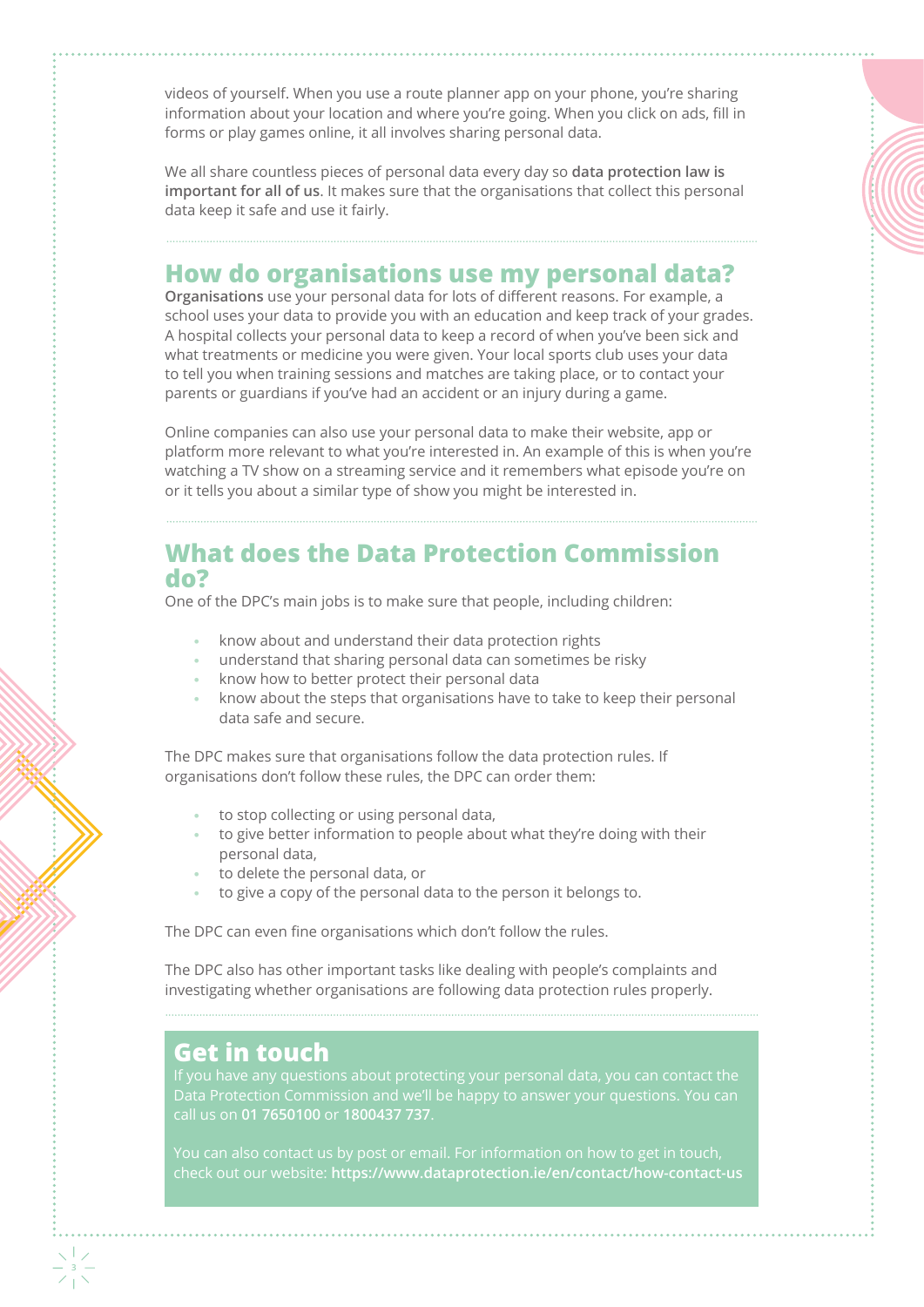videos of yourself. When you use a route planner app on your phone, you're sharing information about your location and where you're going. When you click on ads, fill in forms or play games online, it all involves sharing personal data.

We all share countless pieces of personal data every day so **data protection law is important for all of us**. It makes sure that the organisations that collect this personal data keep it safe and use it fairly.

## How do organisations use my personal data?

**Organisations** use your personal data for lots of different reasons. For example, a school uses your data to provide you with an education and keep track of your grades. A hospital collects your personal data to keep a record of when you've been sick and what treatments or medicine you were given. Your local sports club uses your data to tell you when training sessions and matches are taking place, or to contact your parents or guardians if you've had an accident or an injury during a game.

Online companies can also use your personal data to make their website, app or platform more relevant to what you're interested in. An example of this is when you're watching a TV show on a streaming service and it remembers what episode you're on or it tells you about a similar type of show you might be interested in.

## What does the Data Protection Commission do?

One of the DPC's main jobs is to make sure that people, including children:

- know about and understand their data protection rights
- understand that sharing personal data can sometimes be risky
- know how to better protect their personal data
- know about the steps that organisations have to take to keep their personal data safe and secure.

The DPC makes sure that organisations follow the data protection rules. If organisations don't follow these rules, the DPC can order them:

- to stop collecting or using personal data,
- to give better information to people about what they're doing with their personal data,
- to delete the personal data, or
- to give a copy of the personal data to the person it belongs to.

The DPC can even fine organisations which don't follow the rules.

The DPC also has other important tasks like dealing with people's complaints and investigating whether organisations are following data protection rules properly.

## Get in touch

If you have any questions about protecting your personal data, you can contact the Data Protection Commission and we'll be happy to answer your questions. You can call us on **01 7650100** or **1800437 737**.

You can also contact us by post or email. For information on how to get in touch, check out our website: **https://www.dataprotection.ie/en/contact/how-contact-us**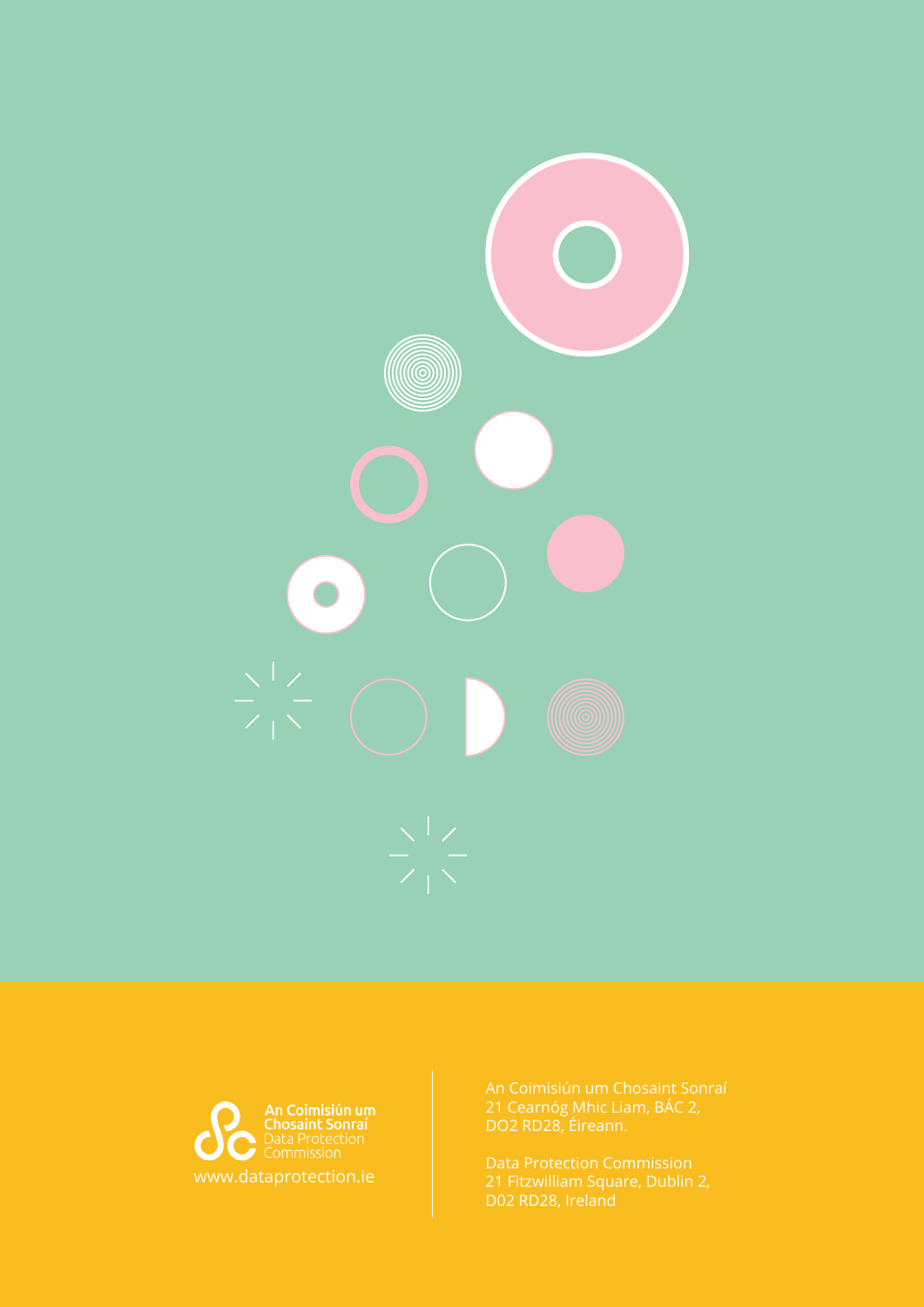An Coimisiún um Chosaint Sonraí
Data Protection Commission

www.dataprotection.ie

An Coimisiún um Chosaint Sonraí
21 Cearnóg Mhic Liam, BÁC 2,
DO2 RD28, Éireann.

Data Protection Commission
21 Fitzwilliam Square, Dublin 2,
D02 RD28, Ireland